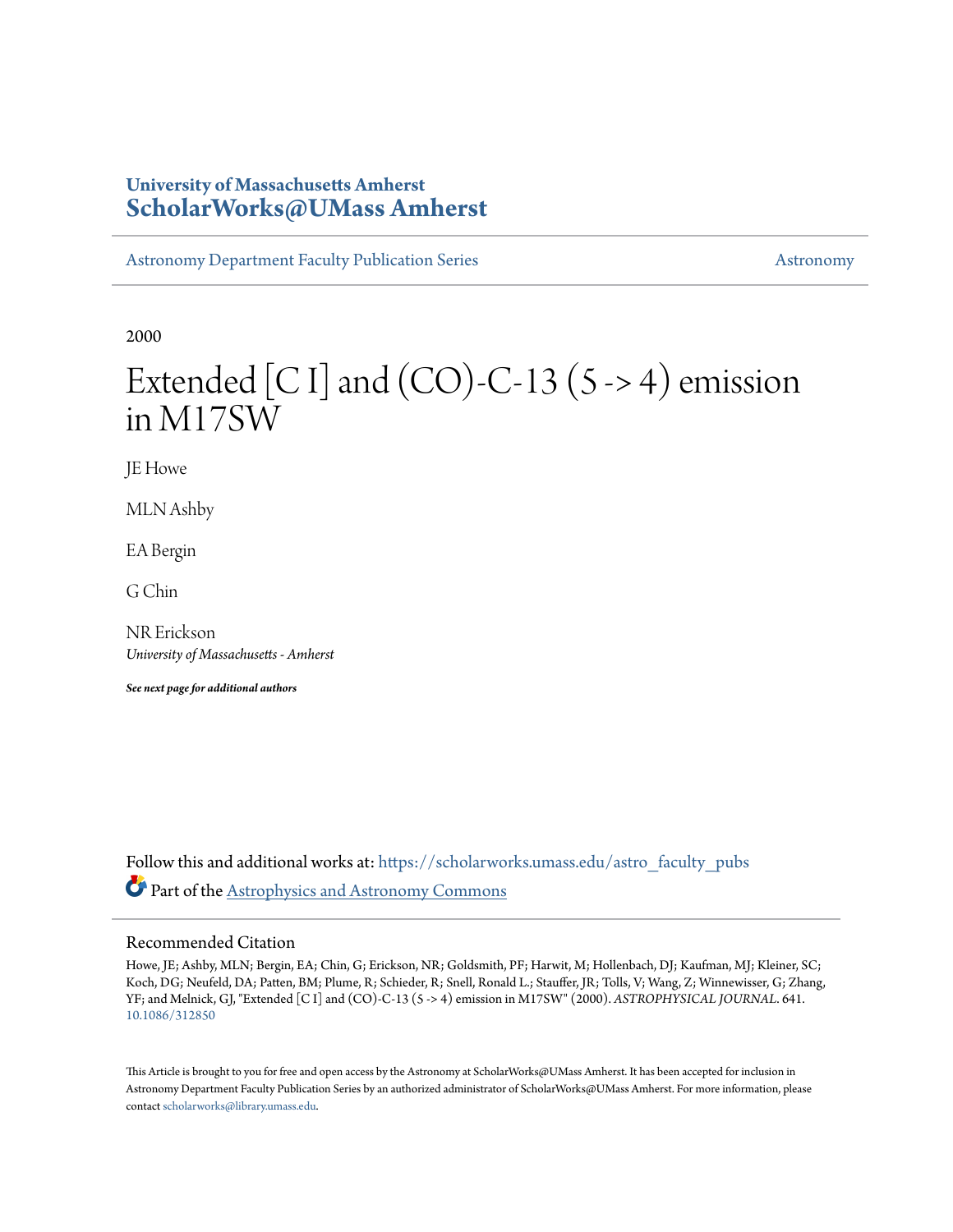University of Massachusetts Amherst
**ScholarWorks@UMass Amherst**

Astronomy Department Faculty Publication Series — Astronomy

2000

# Extended [C I] and (CO)-C-13 (5 -> 4) emission in M17SW

JE Howe

MLN Ashby

EA Bergin

G Chin

NR Erickson
*University of Massachusetts - Amherst*

***See next page for additional authors***

Follow this and additional works at: https://scholarworks.umass.edu/astro_faculty_pubs

Part of the Astrophysics and Astronomy Commons

## Recommended Citation

Howe, JE; Ashby, MLN; Bergin, EA; Chin, G; Erickson, NR; Goldsmith, PF; Harwit, M; Hollenbach, DJ; Kaufman, MJ; Kleiner, SC; Koch, DG; Neufeld, DA; Patten, BM; Plume, R; Schieder, R; Snell, Ronald L.; Stauffer, JR; Tolls, V; Wang, Z; Winnewisser, G; Zhang, YF; and Melnick, GJ, "Extended [C I] and (CO)-C-13 (5 -> 4) emission in M17SW" (2000). *ASTROPHYSICAL JOURNAL*. 641.
10.1086/312850

This Article is brought to you for free and open access by the Astronomy at ScholarWorks@UMass Amherst. It has been accepted for inclusion in Astronomy Department Faculty Publication Series by an authorized administrator of ScholarWorks@UMass Amherst. For more information, please contact scholarworks@library.umass.edu.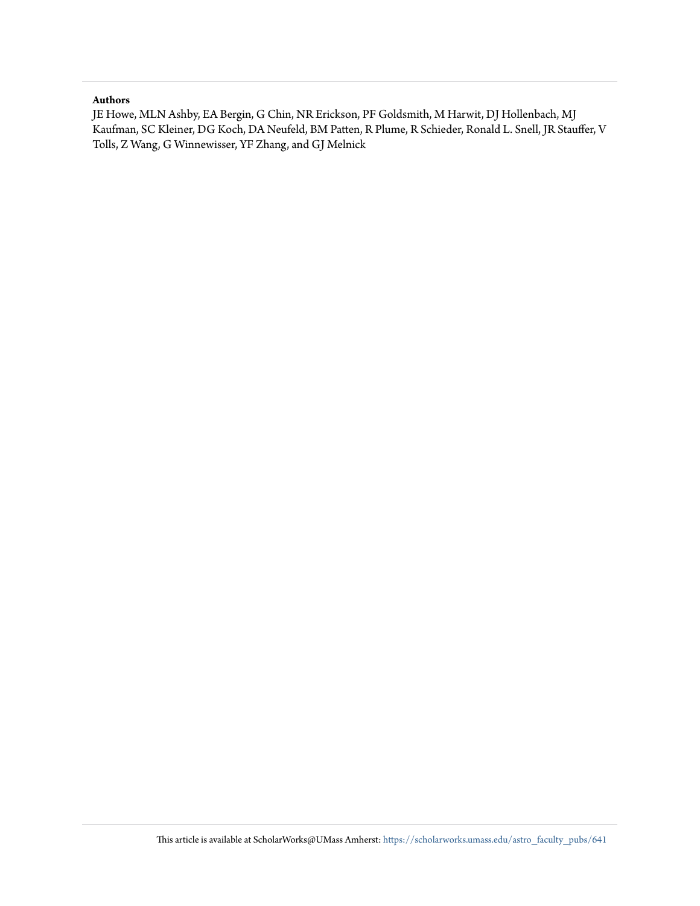**Authors**

JE Howe, MLN Ashby, EA Bergin, G Chin, NR Erickson, PF Goldsmith, M Harwit, DJ Hollenbach, MJ Kaufman, SC Kleiner, DG Koch, DA Neufeld, BM Patten, R Plume, R Schieder, Ronald L. Snell, JR Stauffer, V Tolls, Z Wang, G Winnewisser, YF Zhang, and GJ Melnick

This article is available at ScholarWorks@UMass Amherst: https://scholarworks.umass.edu/astro_faculty_pubs/641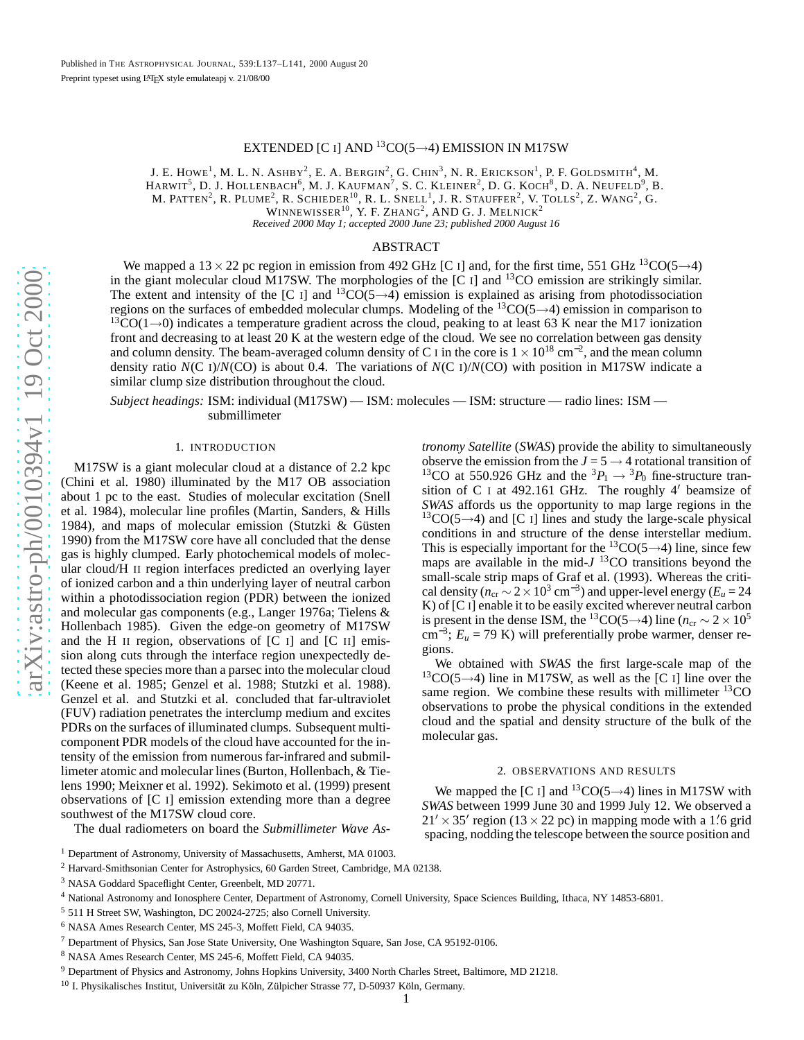# EXTENDED [C I] AND $^{13}$CO(5→4) EMISSION IN M17SW

J. E. Howe[1], M. L. N. Ashby[2], E. A. Bergin[2], G. Chin[3], N. R. Erickson[1], P. F. Goldsmith[4], M. Harwit[5], D. J. Hollenbach[6], M. J. Kaufman[7], S. C. Kleiner[2], D. G. Koch[8], D. A. Neufeld[9], B. M. Patten[2], R. Plume[2], R. Schieder[10], R. L. Snell[1], J. R. Stauffer[2], V. Tolls[2], Z. Wang[2], G. Winnewisser[10], Y. F. Zhang[2], and G. J. Melnick[2]

*Received 2000 May 1; accepted 2000 June 23; published 2000 August 16*

## ABSTRACT

We mapped a $13 \times 22$ pc region in emission from 492 GHz [C I] and, for the first time, 551 GHz $^{13}$CO(5→4) in the giant molecular cloud M17SW. The morphologies of the [C I] and $^{13}$CO emission are strikingly similar. The extent and intensity of the [C I] and $^{13}$CO(5→4) emission is explained as arising from photodissociation regions on the surfaces of embedded molecular clumps. Modeling of the $^{13}$CO(5→4) emission in comparison to $^{13}$CO(1→0) indicates a temperature gradient across the cloud, peaking to at least 63 K near the M17 ionization front and decreasing to at least 20 K at the western edge of the cloud. We see no correlation between gas density and column density. The beam-averaged column density of C I in the core is $1 \times 10^{18}$ cm$^{-2}$, and the mean column density ratio $N$(C I)/$N$(CO) is about 0.4. The variations of $N$(C I)/$N$(CO) with position in M17SW indicate a similar clump size distribution throughout the cloud.

*Subject headings:* ISM: individual (M17SW) — ISM: molecules — ISM: structure — radio lines: ISM — submillimeter

## 1. INTRODUCTION

M17SW is a giant molecular cloud at a distance of 2.2 kpc (Chini et al. 1980) illuminated by the M17 OB association about 1 pc to the east. Studies of molecular excitation (Snell et al. 1984), molecular line profiles (Martin, Sanders, & Hills 1984), and maps of molecular emission (Stutzki & Güsten 1990) from the M17SW core have all concluded that the dense gas is highly clumped. Early photochemical models of molecular cloud/H II region interfaces predicted an overlying layer of ionized carbon and a thin underlying layer of neutral carbon within a photodissociation region (PDR) between the ionized and molecular gas components (e.g., Langer 1976a; Tielens & Hollenbach 1985). Given the edge-on geometry of M17SW and the H II region, observations of [C I] and [C II] emission along cuts through the interface region unexpectedly detected these species more than a parsec into the molecular cloud (Keene et al. 1985; Genzel et al. 1988; Stutzki et al. 1988). Genzel et al. and Stutzki et al. concluded that far-ultraviolet (FUV) radiation penetrates the interclump medium and excites PDRs on the surfaces of illuminated clumps. Subsequent multicomponent PDR models of the cloud have accounted for the intensity of the emission from numerous far-infrared and submillimeter atomic and molecular lines (Burton, Hollenbach, & Tielens 1990; Meixner et al. 1992). Sekimoto et al. (1999) present observations of [C I] emission extending more than a degree southwest of the M17SW cloud core.

The dual radiometers on board the *Submillimeter Wave Astronomy Satellite* (*SWAS*) provide the ability to simultaneously observe the emission from the $J = 5 \rightarrow 4$ rotational transition of $^{13}$CO at 550.926 GHz and the $^3P_1 \rightarrow {}^3P_0$ fine-structure transition of C I at 492.161 GHz. The roughly 4′ beamsize of *SWAS* affords us the opportunity to map large regions in the $^{13}$CO(5→4) and [C I] lines and study the large-scale physical conditions in and structure of the dense interstellar medium. This is especially important for the $^{13}$CO(5→4) line, since few maps are available in the mid-$J$ $^{13}$CO transitions beyond the small-scale strip maps of Graf et al. (1993). Whereas the critical density ($n_{\rm cr} \sim 2 \times 10^3$ cm$^{-3}$) and upper-level energy ($E_u = 24$ K) of [C I] enable it to be easily excited wherever neutral carbon is present in the dense ISM, the $^{13}$CO(5→4) line ($n_{\rm cr} \sim 2 \times 10^5$ cm$^{-3}$; $E_u = 79$ K) will preferentially probe warmer, denser regions.

We obtained with *SWAS* the first large-scale map of the $^{13}$CO(5→4) line in M17SW, as well as the [C I] line over the same region. We combine these results with millimeter $^{13}$CO observations to probe the physical conditions in the extended cloud and the spatial and density structure of the bulk of the molecular gas.

## 2. OBSERVATIONS AND RESULTS

We mapped the [C I] and $^{13}$CO(5→4) lines in M17SW with *SWAS* between 1999 June 30 and 1999 July 12. We observed a $21' \times 35'$ region ($13 \times 22$ pc) in mapping mode with a 1.′6 grid spacing, nodding the telescope between the source position and

[1] Department of Astronomy, University of Massachusetts, Amherst, MA 01003.

[2] Harvard-Smithsonian Center for Astrophysics, 60 Garden Street, Cambridge, MA 02138.

[3] NASA Goddard Spaceflight Center, Greenbelt, MD 20771.

[4] National Astronomy and Ionosphere Center, Department of Astronomy, Cornell University, Space Sciences Building, Ithaca, NY 14853-6801.

[5] 511 H Street SW, Washington, DC 20024-2725; also Cornell University.

[6] NASA Ames Research Center, MS 245-3, Moffett Field, CA 94035.

[7] Department of Physics, San Jose State University, One Washington Square, San Jose, CA 95192-0106.

[8] NASA Ames Research Center, MS 245-6, Moffett Field, CA 94035.

[9] Department of Physics and Astronomy, Johns Hopkins University, 3400 North Charles Street, Baltimore, MD 21218.

[10] I. Physikalisches Institut, Universität zu Köln, Zülpicher Strasse 77, D-50937 Köln, Germany.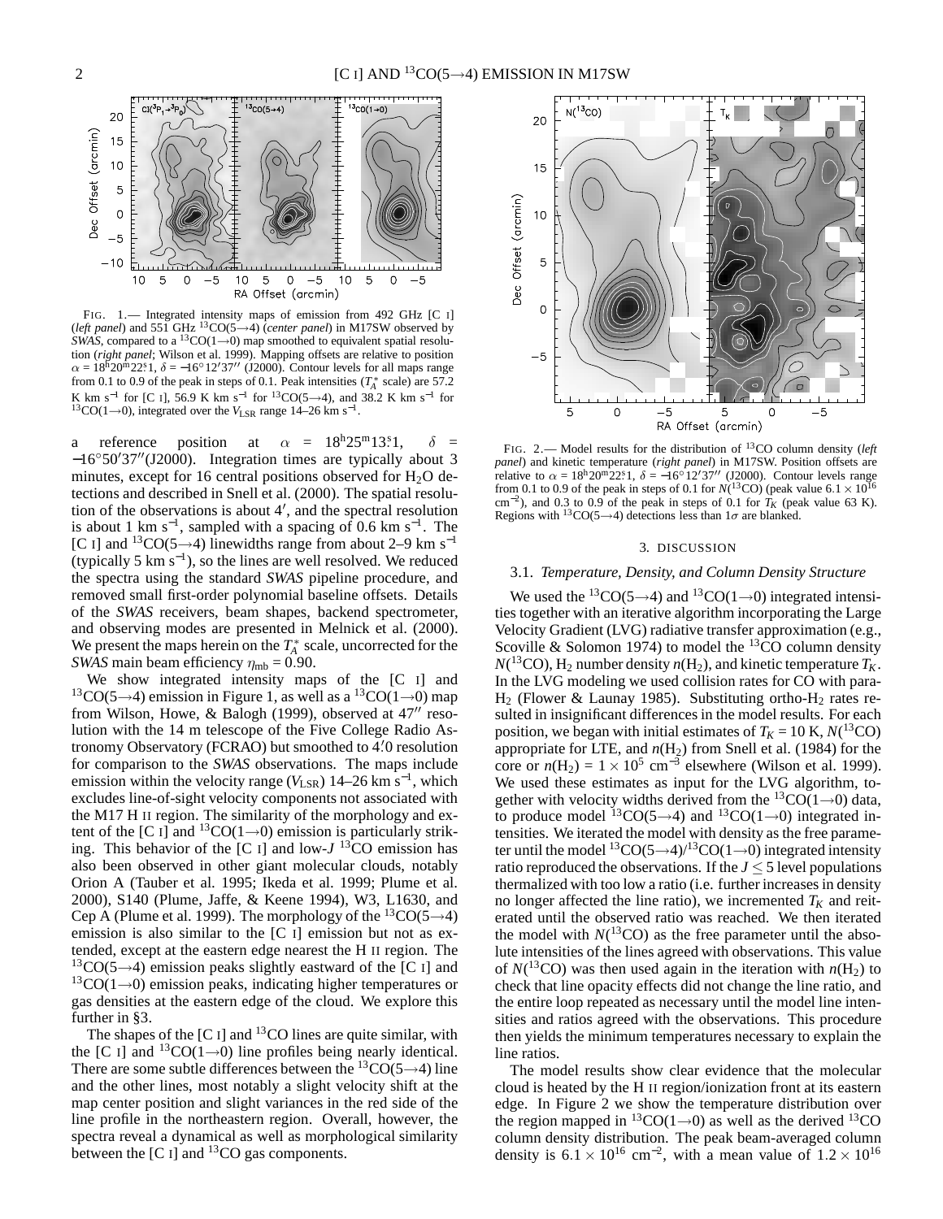FIG. 1.— Integrated intensity maps of emission from 492 GHz [C I] (*left panel*) and 551 GHz $^{13}$CO(5→4) (*center panel*) in M17SW observed by *SWAS*, compared to a $^{13}$CO(1→0) map smoothed to equivalent spatial resolution (*right panel*; Wilson et al. 1999). Mapping offsets are relative to position $\alpha = 18^{\rm h}20^{\rm m}22\overset{\rm s}{.}1$, $\delta = -16°12'37''$ (J2000). Contour levels for all maps range from 0.1 to 0.9 of the peak in steps of 0.1. Peak intensities ($T_A^*$ scale) are 57.2 K km s$^{-1}$ for [C I], 56.9 K km s$^{-1}$ for $^{13}$CO(5→4), and 38.2 K km s$^{-1}$ for $^{13}$CO(1→0), integrated over the $V_{\rm LSR}$ range 14–26 km s$^{-1}$.

a reference position at $\alpha = 18^{\rm h}25^{\rm m}13\overset{\rm s}{.}1$, $\delta = -16°50'37''$(J2000). Integration times are typically about 3 minutes, except for 16 central positions observed for $H_2O$ detections and described in Snell et al. (2000). The spatial resolution of the observations is about 4′, and the spectral resolution is about 1 km s$^{-1}$, sampled with a spacing of 0.6 km s$^{-1}$. The [C I] and $^{13}$CO(5→4) linewidths range from about 2–9 km s$^{-1}$ (typically 5 km s$^{-1}$), so the lines are well resolved. We reduced the spectra using the standard *SWAS* pipeline procedure, and removed small first-order polynomial baseline offsets. Details of the *SWAS* receivers, beam shapes, backend spectrometer, and observing modes are presented in Melnick et al. (2000). We present the maps herein on the $T_A^*$ scale, uncorrected for the *SWAS* main beam efficiency $\eta_{\rm mb} = 0.90$.

We show integrated intensity maps of the [C I] and $^{13}$CO(5→4) emission in Figure 1, as well as a $^{13}$CO(1→0) map from Wilson, Howe, & Balogh (1999), observed at 47″ resolution with the 14 m telescope of the Five College Radio Astronomy Observatory (FCRAO) but smoothed to 4′.0 resolution for comparison to the *SWAS* observations. The maps include emission within the velocity range ($V_{\rm LSR}$) 14–26 km s$^{-1}$, which excludes line-of-sight velocity components not associated with the M17 H II region. The similarity of the morphology and extent of the [C I] and $^{13}$CO(1→0) emission is particularly striking. This behavior of the [C I] and low-$J$ $^{13}$CO emission has also been observed in other giant molecular clouds, notably Orion A (Tauber et al. 1995; Ikeda et al. 1999; Plume et al. 2000), S140 (Plume, Jaffe, & Keene 1994), W3, L1630, and Cep A (Plume et al. 1999). The morphology of the $^{13}$CO(5→4) emission is also similar to the [C I] emission but not as extended, except at the eastern edge nearest the H II region. The $^{13}$CO(5→4) emission peaks slightly eastward of the [C I] and $^{13}$CO(1→0) emission peaks, indicating higher temperatures or gas densities at the eastern edge of the cloud. We explore this further in §3.

The shapes of the [C I] and $^{13}$CO lines are quite similar, with the [C I] and $^{13}$CO(1→0) line profiles being nearly identical. There are some subtle differences between the $^{13}$CO(5→4) line and the other lines, most notably a slight velocity shift at the map center position and slight variances in the red side of the line profile in the northeastern region. Overall, however, the spectra reveal a dynamical as well as morphological similarity between the [C I] and $^{13}$CO gas components.

FIG. 2.— Model results for the distribution of $^{13}$CO column density (*left panel*) and kinetic temperature (*right panel*) in M17SW. Position offsets are relative to $\alpha = 18^{\rm h}20^{\rm m}22\overset{\rm s}{.}1$, $\delta = -16°12'37''$ (J2000). Contour levels range from 0.1 to 0.9 of the peak in steps of 0.1 for $N(^{13}\rm CO)$ (peak value $6.1 \times 10^{16}$ cm$^{-2}$), and 0.3 to 0.9 of the peak in steps of 0.1 for $T_K$ (peak value 63 K). Regions with $^{13}$CO(5→4) detections less than 1$\sigma$ are blanked.

## 3. DISCUSSION

### 3.1. *Temperature, Density, and Column Density Structure*

We used the $^{13}$CO(5→4) and $^{13}$CO(1→0) integrated intensities together with an iterative algorithm incorporating the Large Velocity Gradient (LVG) radiative transfer approximation (e.g., Scoville & Solomon 1974) to model the $^{13}$CO column density $N(^{13}\rm CO)$, $H_2$ number density $n(\rm H_2)$, and kinetic temperature $T_K$. In the LVG modeling we used collision rates for CO with para-$H_2$ (Flower & Launay 1985). Substituting ortho-$H_2$ rates resulted in insignificant differences in the model results. For each position, we began with initial estimates of $T_K = 10$ K, $N(^{13}\rm CO)$ appropriate for LTE, and $n(\rm H_2)$ from Snell et al. (1984) for the core or $n(\rm H_2) = 1 \times 10^5$ cm$^{-3}$ elsewhere (Wilson et al. 1999). We used these estimates as input for the LVG algorithm, together with velocity widths derived from the $^{13}$CO(1→0) data, to produce model $^{13}$CO(5→4) and $^{13}$CO(1→0) integrated intensities. We iterated the model with density as the free parameter until the model $^{13}$CO(5→4)/$^{13}$CO(1→0) integrated intensity ratio reproduced the observations. If the $J \leq 5$ level populations thermalized with too low a ratio (i.e. further increases in density no longer affected the line ratio), we incremented $T_K$ and reiterated until the observed ratio was reached. We then iterated the model with $N(^{13}\rm CO)$ as the free parameter until the absolute intensities of the lines agreed with observations. This value of $N(^{13}\rm CO)$ was then used again in the iteration with $n(\rm H_2)$ to check that line opacity effects did not change the line ratio, and the entire loop repeated as necessary until the model line intensities and ratios agreed with the observations. This procedure then yields the minimum temperatures necessary to explain the line ratios.

The model results show clear evidence that the molecular cloud is heated by the H II region/ionization front at its eastern edge. In Figure 2 we show the temperature distribution over the region mapped in $^{13}$CO(1→0) as well as the derived $^{13}$CO column density distribution. The peak beam-averaged column density is $6.1 \times 10^{16}$ cm$^{-2}$, with a mean value of $1.2 \times 10^{16}$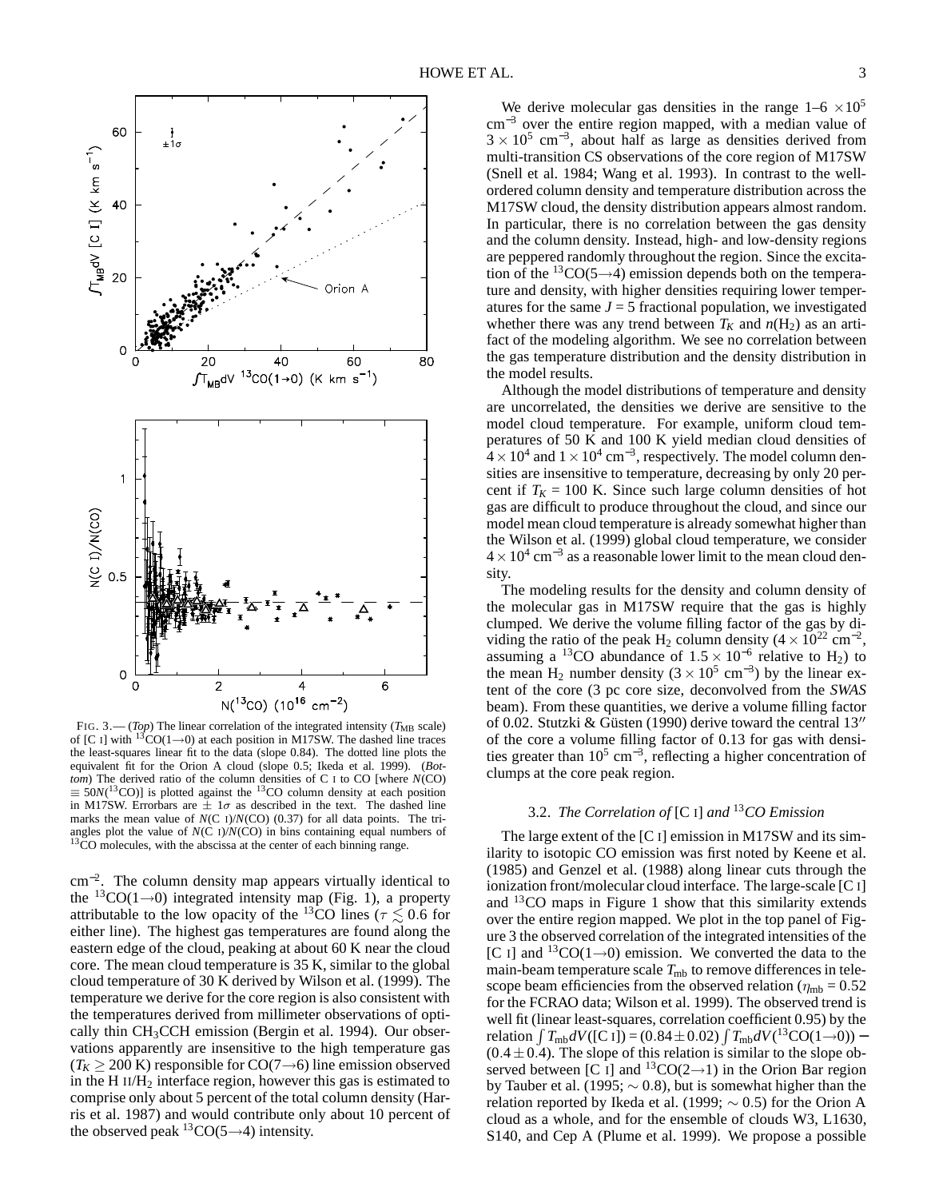FIG. 3.— (*Top*) The linear correlation of the integrated intensity ($T_{MB}$ scale) of [C I] with $^{13}$CO(1→0) at each position in M17SW. The dashed line traces the least-squares linear fit to the data (slope 0.84). The dotted line plots the equivalent fit for the Orion A cloud (slope 0.5; Ikeda et al. 1999). (*Bottom*) The derived ratio of the column densities of C I to CO [where $N$(CO) $\equiv 50N(^{13}$CO)] is plotted against the $^{13}$CO column density at each position in M17SW. Errorbars are $\pm$ 1$\sigma$ as described in the text. The dashed line marks the mean value of $N$(C I)/$N$(CO) (0.37) for all data points. The triangles plot the value of $N$(C I)/$N$(CO) in bins containing equal numbers of $^{13}$CO molecules, with the abscissa at the center of each binning range.

cm$^{-2}$. The column density map appears virtually identical to the $^{13}$CO(1→0) integrated intensity map (Fig. 1), a property attributable to the low opacity of the $^{13}$CO lines ($\tau \lesssim 0.6$ for either line). The highest gas temperatures are found along the eastern edge of the cloud, peaking at about 60 K near the cloud core. The mean cloud temperature is 35 K, similar to the global cloud temperature of 30 K derived by Wilson et al. (1999). The temperature we derive for the core region is also consistent with the temperatures derived from millimeter observations of optically thin $CH_3CCH$ emission (Bergin et al. 1994). Our observations apparently are insensitive to the high temperature gas ($T_K \geq 200$ K) responsible for CO(7→6) line emission observed in the H II/$H_2$ interface region, however this gas is estimated to comprise only about 5 percent of the total column density (Harris et al. 1987) and would contribute only about 10 percent of the observed peak $^{13}$CO(5→4) intensity.

We derive molecular gas densities in the range 1–6 $\times 10^5$ cm$^{-3}$ over the entire region mapped, with a median value of $3 \times 10^5$ cm$^{-3}$, about half as large as densities derived from multi-transition CS observations of the core region of M17SW (Snell et al. 1984; Wang et al. 1993). In contrast to the well-ordered column density and temperature distribution across the M17SW cloud, the density distribution appears almost random. In particular, there is no correlation between the gas density and the column density. Instead, high- and low-density regions are peppered randomly throughout the region. Since the excitation of the $^{13}$CO(5→4) emission depends both on the temperature and density, with higher densities requiring lower temperatures for the same $J = 5$ fractional population, we investigated whether there was any trend between $T_K$ and $n(H_2)$ as an artifact of the modeling algorithm. We see no correlation between the gas temperature distribution and the density distribution in the model results.

Although the model distributions of temperature and density are uncorrelated, the densities we derive are sensitive to the model cloud temperature. For example, uniform cloud temperatures of 50 K and 100 K yield median cloud densities of $4 \times 10^4$ and $1 \times 10^4$ cm$^{-3}$, respectively. The model column densities are insensitive to temperature, decreasing by only 20 percent if $T_K$ = 100 K. Since such large column densities of hot gas are difficult to produce throughout the cloud, and since our model mean cloud temperature is already somewhat higher than the Wilson et al. (1999) global cloud temperature, we consider $4 \times 10^4$ cm$^{-3}$ as a reasonable lower limit to the mean cloud density.

The modeling results for the density and column density of the molecular gas in M17SW require that the gas is highly clumped. We derive the volume filling factor of the gas by dividing the ratio of the peak $H_2$ column density ($4 \times 10^{22}$ cm$^{-2}$, assuming a $^{13}$CO abundance of $1.5 \times 10^{-6}$ relative to $H_2$) to the mean $H_2$ number density ($3 \times 10^5$ cm$^{-3}$) by the linear extent of the core (3 pc core size, deconvolved from the *SWAS* beam). From these quantities, we derive a volume filling factor of 0.02. Stutzki & Güsten (1990) derive toward the central 13″ of the core a volume filling factor of 0.13 for gas with densities greater than $10^5$ cm$^{-3}$, reflecting a higher concentration of clumps at the core peak region.

### 3.2. *The Correlation of* [C I] *and* $^{13}$*CO Emission*

The large extent of the [C I] emission in M17SW and its similarity to isotopic CO emission was first noted by Keene et al. (1985) and Genzel et al. (1988) along linear cuts through the ionization front/molecular cloud interface. The large-scale [C I] and $^{13}$CO maps in Figure 1 show that this similarity extends over the entire region mapped. We plot in the top panel of Figure 3 the observed correlation of the integrated intensities of the [C I] and $^{13}$CO(1→0) emission. We converted the data to the main-beam temperature scale $T_{mb}$ to remove differences in telescope beam efficiencies from the observed relation ($\eta_{mb}$ = 0.52 for the FCRAO data; Wilson et al. 1999). The observed trend is well fit (linear least-squares, correlation coefficient 0.95) by the relation $\int T_{mb} dV([\mathrm{C\,I}]) = (0.84 \pm 0.02) \int T_{mb} dV(^{13}\mathrm{CO}(1\rightarrow0)) - (0.4 \pm 0.4)$. The slope of this relation is similar to the slope observed between [C I] and $^{13}$CO(2→1) in the Orion Bar region by Tauber et al. (1995; $\sim$ 0.8), but is somewhat higher than the relation reported by Ikeda et al. (1999; $\sim$ 0.5) for the Orion A cloud as a whole, and for the ensemble of clouds W3, L1630, S140, and Cep A (Plume et al. 1999). We propose a possible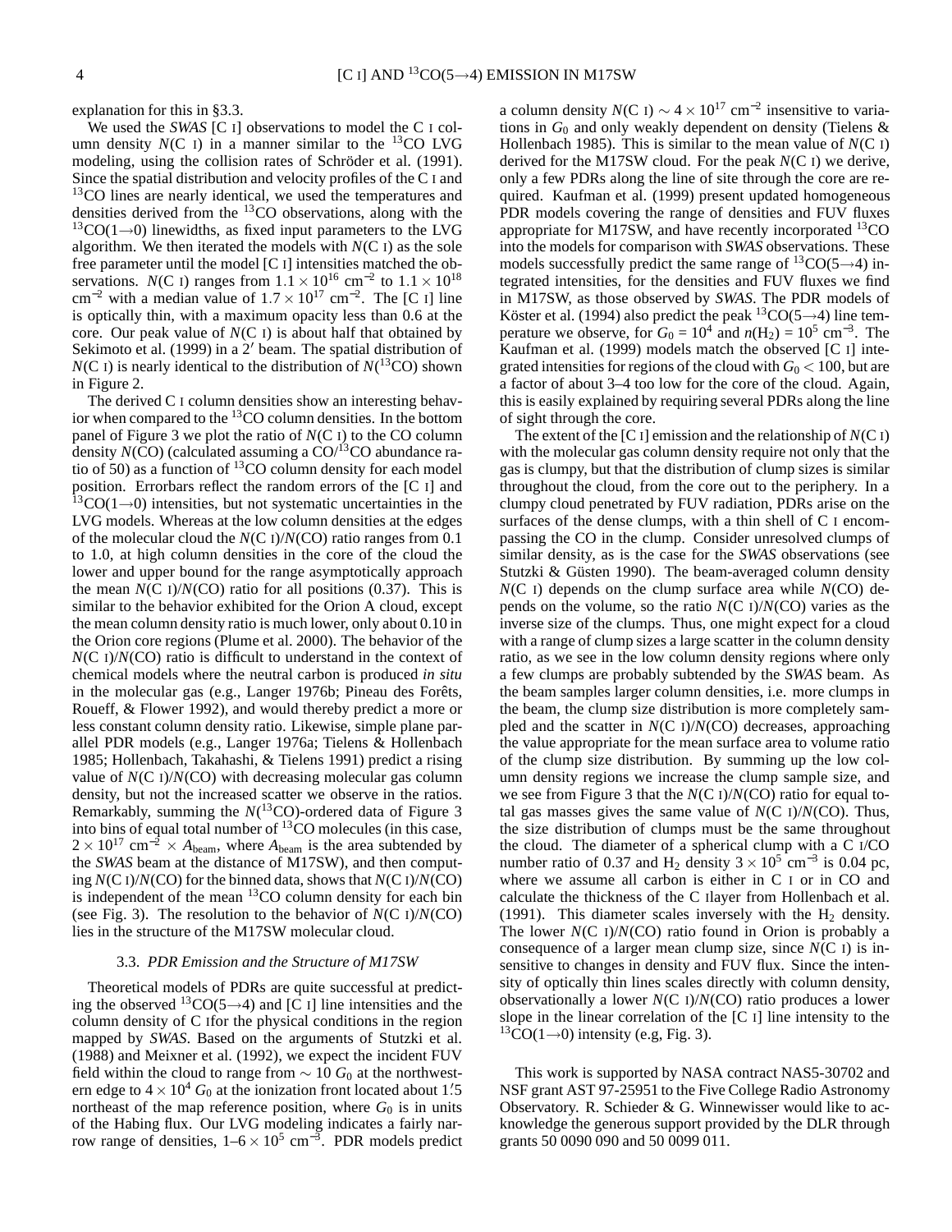explanation for this in §3.3.

We used the *SWAS* [C I] observations to model the C I column density $N$(C I) in a manner similar to the $^{13}$CO LVG modeling, using the collision rates of Schröder et al. (1991). Since the spatial distribution and velocity profiles of the C I and $^{13}$CO lines are nearly identical, we used the temperatures and densities derived from the $^{13}$CO observations, along with the $^{13}$CO(1→0) linewidths, as fixed input parameters to the LVG algorithm. We then iterated the models with $N$(C I) as the sole free parameter until the model [C I] intensities matched the observations. $N$(C I) ranges from $1.1 \times 10^{16}$ cm$^{-2}$ to $1.1 \times 10^{18}$ cm$^{-2}$ with a median value of $1.7 \times 10^{17}$ cm$^{-2}$. The [C I] line is optically thin, with a maximum opacity less than 0.6 at the core. Our peak value of $N$(C I) is about half that obtained by Sekimoto et al. (1999) in a $2'$ beam. The spatial distribution of $N$(C I) is nearly identical to the distribution of $N$($^{13}$CO) shown in Figure 2.

The derived C I column densities show an interesting behavior when compared to the $^{13}$CO column densities. In the bottom panel of Figure 3 we plot the ratio of $N$(C I) to the CO column density $N$(CO) (calculated assuming a CO/$^{13}$CO abundance ratio of 50) as a function of $^{13}$CO column density for each model position. Errorbars reflect the random errors of the [C I] and $^{13}$CO(1→0) intensities, but not systematic uncertainties in the LVG models. Whereas at the low column densities at the edges of the molecular cloud the $N$(C I)/$N$(CO) ratio ranges from 0.1 to 1.0, at high column densities in the core of the cloud the lower and upper bound for the range asymptotically approach the mean $N$(C I)/$N$(CO) ratio for all positions (0.37). This is similar to the behavior exhibited for the Orion A cloud, except the mean column density ratio is much lower, only about 0.10 in the Orion core regions (Plume et al. 2000). The behavior of the $N$(C I)/$N$(CO) ratio is difficult to understand in the context of chemical models where the neutral carbon is produced *in situ* in the molecular gas (e.g., Langer 1976b; Pineau des Forêts, Roueff, & Flower 1992), and would thereby predict a more or less constant column density ratio. Likewise, simple plane parallel PDR models (e.g., Langer 1976a; Tielens & Hollenbach 1985; Hollenbach, Takahashi, & Tielens 1991) predict a rising value of $N$(C I)/$N$(CO) with decreasing molecular gas column density, but not the increased scatter we observe in the ratios. Remarkably, summing the $N$($^{13}$CO)-ordered data of Figure 3 into bins of equal total number of $^{13}$CO molecules (in this case, $2 \times 10^{17}$ cm$^{-2}$ $\times$ $A_{\rm beam}$, where $A_{\rm beam}$ is the area subtended by the *SWAS* beam at the distance of M17SW), and then computing $N$(C I)/$N$(CO) for the binned data, shows that $N$(C I)/$N$(CO) is independent of the mean $^{13}$CO column density for each bin (see Fig. 3). The resolution to the behavior of $N$(C I)/$N$(CO) lies in the structure of the M17SW molecular cloud.

### 3.3. *PDR Emission and the Structure of M17SW*

Theoretical models of PDRs are quite successful at predicting the observed $^{13}$CO(5→4) and [C I] line intensities and the column density of C Ifor the physical conditions in the region mapped by *SWAS*. Based on the arguments of Stutzki et al. (1988) and Meixner et al. (1992), we expect the incident FUV field within the cloud to range from $\sim 10$ $G_0$ at the northwestern edge to $4 \times 10^4$ $G_0$ at the ionization front located about $1'.5$ northeast of the map reference position, where $G_0$ is in units of the Habing flux. Our LVG modeling indicates a fairly narrow range of densities, $1–6 \times 10^5$ cm$^{-3}$. PDR models predict a column density $N$(C I) $\sim 4 \times 10^{17}$ cm$^{-2}$ insensitive to variations in $G_0$ and only weakly dependent on density (Tielens & Hollenbach 1985). This is similar to the mean value of $N$(C I) derived for the M17SW cloud. For the peak $N$(C I) we derive, only a few PDRs along the line of site through the core are required. Kaufman et al. (1999) present updated homogeneous PDR models covering the range of densities and FUV fluxes appropriate for M17SW, and have recently incorporated $^{13}$CO into the models for comparison with *SWAS* observations. These models successfully predict the same range of $^{13}$CO(5→4) integrated intensities, for the densities and FUV fluxes we find in M17SW, as those observed by *SWAS*. The PDR models of Köster et al. (1994) also predict the peak $^{13}$CO(5→4) line temperature we observe, for $G_0 = 10^4$ and $n$(H$_2$) = $10^5$ cm$^{-3}$. The Kaufman et al. (1999) models match the observed [C I] integrated intensities for regions of the cloud with $G_0 < 100$, but are a factor of about 3–4 too low for the core of the cloud. Again, this is easily explained by requiring several PDRs along the line of sight through the core.

The extent of the [C I] emission and the relationship of $N$(C I) with the molecular gas column density require not only that the gas is clumpy, but that the distribution of clump sizes is similar throughout the cloud, from the core out to the periphery. In a clumpy cloud penetrated by FUV radiation, PDRs arise on the surfaces of the dense clumps, with a thin shell of C I encompassing the CO in the clump. Consider unresolved clumps of similar density, as is the case for the *SWAS* observations (see Stutzki & Güsten 1990). The beam-averaged column density $N$(C I) depends on the clump surface area while $N$(CO) depends on the volume, so the ratio $N$(C I)/$N$(CO) varies as the inverse size of the clumps. Thus, one might expect for a cloud with a range of clump sizes a large scatter in the column density ratio, as we see in the low column density regions where only a few clumps are probably subtended by the *SWAS* beam. As the beam samples larger column densities, i.e. more clumps in the beam, the clump size distribution is more completely sampled and the scatter in $N$(C I)/$N$(CO) decreases, approaching the value appropriate for the mean surface area to volume ratio of the clump size distribution. By summing up the low column density regions we increase the clump sample size, and we see from Figure 3 that the $N$(C I)/$N$(CO) ratio for equal total gas masses gives the same value of $N$(C I)/$N$(CO). Thus, the size distribution of clumps must be the same throughout the cloud. The diameter of a spherical clump with a C I/CO number ratio of 0.37 and H$_2$ density $3 \times 10^5$ cm$^{-3}$ is 0.04 pc, where we assume all carbon is either in C I or in CO and calculate the thickness of the C Ilayer from Hollenbach et al. (1991). This diameter scales inversely with the H$_2$ density. The lower $N$(C I)/$N$(CO) ratio found in Orion is probably a consequence of a larger mean clump size, since $N$(C I) is insensitive to changes in density and FUV flux. Since the intensity of optically thin lines scales directly with column density, observationally a lower $N$(C I)/$N$(CO) ratio produces a lower slope in the linear correlation of the [C I] line intensity to the $^{13}$CO(1→0) intensity (e.g, Fig. 3).

This work is supported by NASA contract NAS5-30702 and NSF grant AST 97-25951 to the Five College Radio Astronomy Observatory. R. Schieder & G. Winnewisser would like to acknowledge the generous support provided by the DLR through grants 50 0090 090 and 50 0099 011.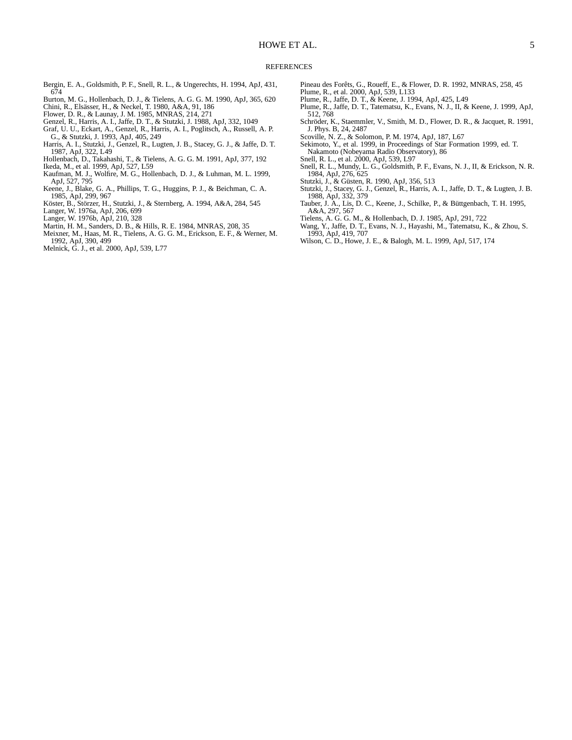## REFERENCES

Bergin, E. A., Goldsmith, P. F., Snell, R. L., & Ungerechts, H. 1994, ApJ, 431, 674

Burton, M. G., Hollenbach, D. J., & Tielens, A. G. G. M. 1990, ApJ, 365, 620

Chini, R., Elsässer, H., & Neckel, T. 1980, A&A, 91, 186

Flower, D. R., & Launay, J. M. 1985, MNRAS, 214, 271

Genzel, R., Harris, A. I., Jaffe, D. T., & Stutzki, J. 1988, ApJ, 332, 1049

Graf, U. U., Eckart, A., Genzel, R., Harris, A. I., Poglitsch, A., Russell, A. P. G., & Stutzki, J. 1993, ApJ, 405, 249

Harris, A. I., Stutzki, J., Genzel, R., Lugten, J. B., Stacey, G. J., & Jaffe, D. T. 1987, ApJ, 322, L49

Hollenbach, D., Takahashi, T., & Tielens, A. G. G. M. 1991, ApJ, 377, 192

Ikeda, M., et al. 1999, ApJ, 527, L59

Kaufman, M. J., Wolfire, M. G., Hollenbach, D. J., & Luhman, M. L. 1999, ApJ, 527, 795

Keene, J., Blake, G. A., Phillips, T. G., Huggins, P. J., & Beichman, C. A. 1985, ApJ, 299, 967

Köster, B., Störzer, H., Stutzki, J., & Sternberg, A. 1994, A&A, 284, 545

Langer, W. 1976a, ApJ, 206, 699

Langer, W. 1976b, ApJ, 210, 328

Martin, H. M., Sanders, D. B., & Hills, R. E. 1984, MNRAS, 208, 35

Meixner, M., Haas, M. R., Tielens, A. G. G. M., Erickson, E. F., & Werner, M. 1992, ApJ, 390, 499

Melnick, G. J., et al. 2000, ApJ, 539, L77

Pineau des Forêts, G., Roueff, E., & Flower, D. R. 1992, MNRAS, 258, 45

Plume, R., et al. 2000, ApJ, 539, L133

Plume, R., Jaffe, D. T., & Keene, J. 1994, ApJ, 425, L49

Plume, R., Jaffe, D. T., Tatematsu, K., Evans, N. J., II, & Keene, J. 1999, ApJ, 512, 768

Schröder, K., Staemmler, V., Smith, M. D., Flower, D. R., & Jacquet, R. 1991, J. Phys. B, 24, 2487

Scoville, N. Z., & Solomon, P. M. 1974, ApJ, 187, L67

Sekimoto, Y., et al. 1999, in Proceedings of Star Formation 1999, ed. T. Nakamoto (Nobeyama Radio Observatory), 86

Snell, R. L., et al. 2000, ApJ, 539, L97

Snell, R. L., Mundy, L. G., Goldsmith, P. F., Evans, N. J., II, & Erickson, N. R. 1984, ApJ, 276, 625

Stutzki, J., & Güsten, R. 1990, ApJ, 356, 513

Stutzki, J., Stacey, G. J., Genzel, R., Harris, A. I., Jaffe, D. T., & Lugten, J. B. 1988, ApJ, 332, 379

Tauber, J. A., Lis, D. C., Keene, J., Schilke, P., & Büttgenbach, T. H. 1995, A&A, 297, 567

Tielens, A. G. G. M., & Hollenbach, D. J. 1985, ApJ, 291, 722

Wang, Y., Jaffe, D. T., Evans, N. J., Hayashi, M., Tatematsu, K., & Zhou, S. 1993, ApJ, 419, 707

Wilson, C. D., Howe, J. E., & Balogh, M. L. 1999, ApJ, 517, 174